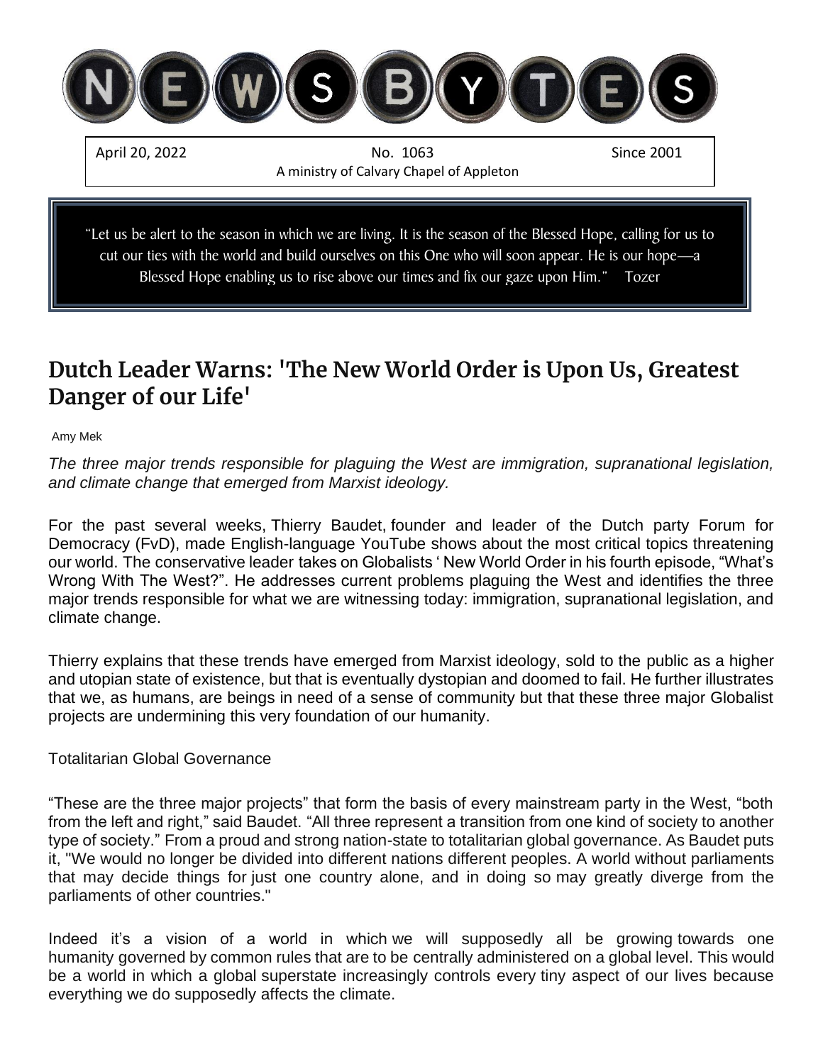# NEWSBYTES

April 20, 2022 | No. 1063 | Since 2001

A ministry of Calvary Chapel of Appleton

"Let us be alert to the season in which we are living. It is the season of the Blessed Hope, calling for us to cut our ties with the world and build ourselves on this One who will soon appear. He is our hope—a Blessed Hope enabling us to rise above our times and fix our gaze upon Him." Tozer

## Dutch Leader Warns: 'The New World Order is Upon Us, Greatest Danger of our Life'

Amy Mek

*The three major trends responsible for plaguing the West are immigration, supranational legislation, and climate change that emerged from Marxist ideology.*

For the past several weeks, Thierry Baudet, founder and leader of the Dutch party Forum for Democracy (FvD), made English-language YouTube shows about the most critical topics threatening our world. The conservative leader takes on Globalists ' New World Order in his fourth episode, "What's Wrong With The West?". He addresses current problems plaguing the West and identifies the three major trends responsible for what we are witnessing today: immigration, supranational legislation, and climate change.

Thierry explains that these trends have emerged from Marxist ideology, sold to the public as a higher and utopian state of existence, but that is eventually dystopian and doomed to fail. He further illustrates that we, as humans, are beings in need of a sense of community but that these three major Globalist projects are undermining this very foundation of our humanity.

Totalitarian Global Governance

"These are the three major projects" that form the basis of every mainstream party in the West, "both from the left and right," said Baudet. "All three represent a transition from one kind of society to another type of society." From a proud and strong nation-state to totalitarian global governance. As Baudet puts it, "We would no longer be divided into different nations different peoples. A world without parliaments that may decide things for just one country alone, and in doing so may greatly diverge from the parliaments of other countries."

Indeed it's a vision of a world in which we will supposedly all be growing towards one humanity governed by common rules that are to be centrally administered on a global level. This would be a world in which a global superstate increasingly controls every tiny aspect of our lives because everything we do supposedly affects the climate.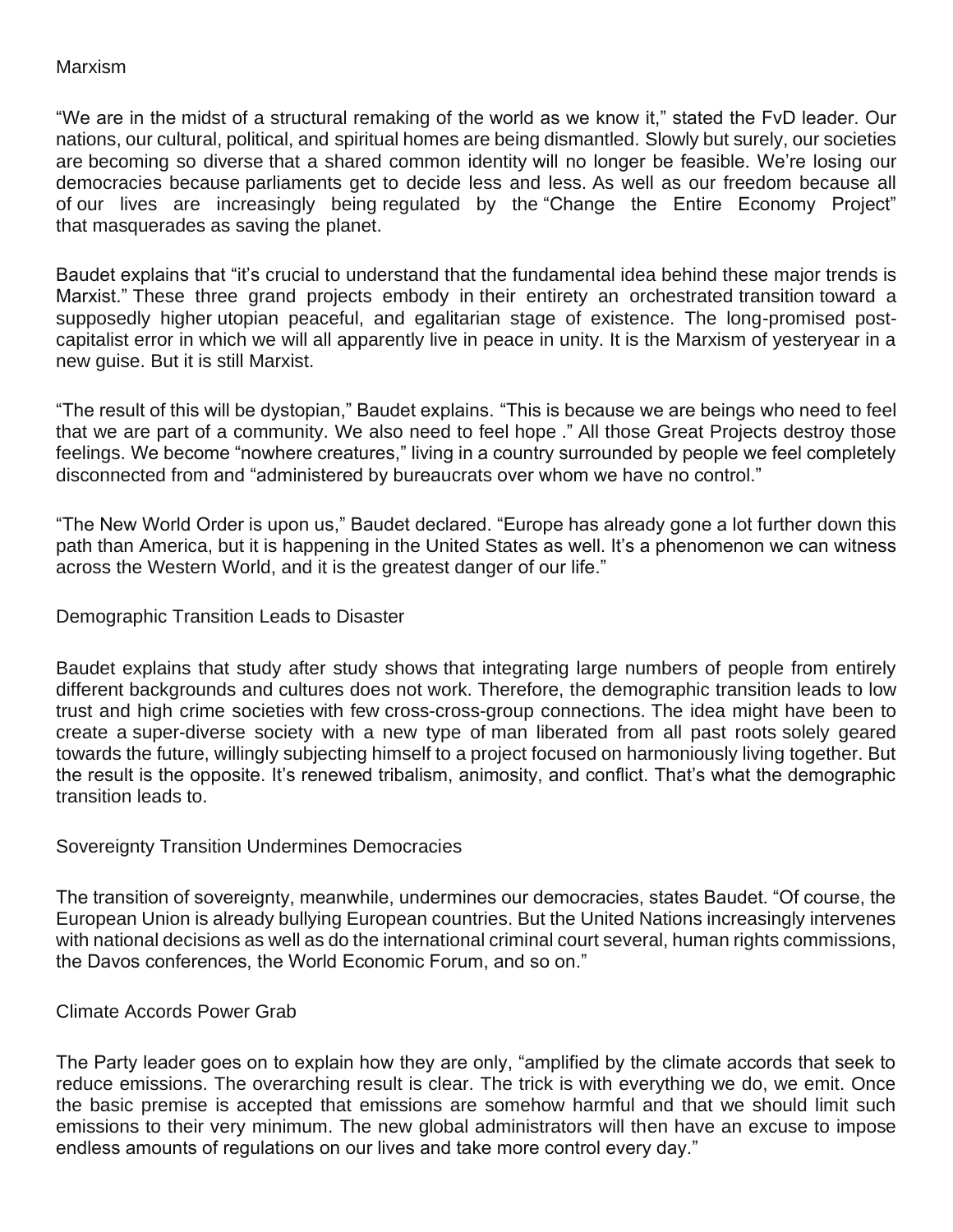## Marxism

"We are in the midst of a structural remaking of the world as we know it," stated the FvD leader. Our nations, our cultural, political, and spiritual homes are being dismantled. Slowly but surely, our societies are becoming so diverse that a shared common identity will no longer be feasible. We're losing our democracies because parliaments get to decide less and less. As well as our freedom because all of our lives are increasingly being regulated by the "Change the Entire Economy Project" that masquerades as saving the planet.

Baudet explains that "it's crucial to understand that the fundamental idea behind these major trends is Marxist." These three grand projects embody in their entirety an orchestrated transition toward a supposedly higher utopian peaceful, and egalitarian stage of existence. The long-promised post-capitalist error in which we will all apparently live in peace in unity. It is the Marxism of yesteryear in a new guise. But it is still Marxist.

"The result of this will be dystopian," Baudet explains. "This is because we are beings who need to feel that we are part of a community. We also need to feel hope ." All those Great Projects destroy those feelings. We become "nowhere creatures," living in a country surrounded by people we feel completely disconnected from and "administered by bureaucrats over whom we have no control."

"The New World Order is upon us," Baudet declared. "Europe has already gone a lot further down this path than America, but it is happening in the United States as well. It's a phenomenon we can witness across the Western World, and it is the greatest danger of our life."

## Demographic Transition Leads to Disaster

Baudet explains that study after study shows that integrating large numbers of people from entirely different backgrounds and cultures does not work. Therefore, the demographic transition leads to low trust and high crime societies with few cross-cross-group connections. The idea might have been to create a super-diverse society with a new type of man liberated from all past roots solely geared towards the future, willingly subjecting himself to a project focused on harmoniously living together. But the result is the opposite. It's renewed tribalism, animosity, and conflict. That's what the demographic transition leads to.

## Sovereignty Transition Undermines Democracies

The transition of sovereignty, meanwhile, undermines our democracies, states Baudet. "Of course, the European Union is already bullying European countries. But the United Nations increasingly intervenes with national decisions as well as do the international criminal court several, human rights commissions, the Davos conferences, the World Economic Forum, and so on."

## Climate Accords Power Grab

The Party leader goes on to explain how they are only, "amplified by the climate accords that seek to reduce emissions. The overarching result is clear. The trick is with everything we do, we emit. Once the basic premise is accepted that emissions are somehow harmful and that we should limit such emissions to their very minimum. The new global administrators will then have an excuse to impose endless amounts of regulations on our lives and take more control every day."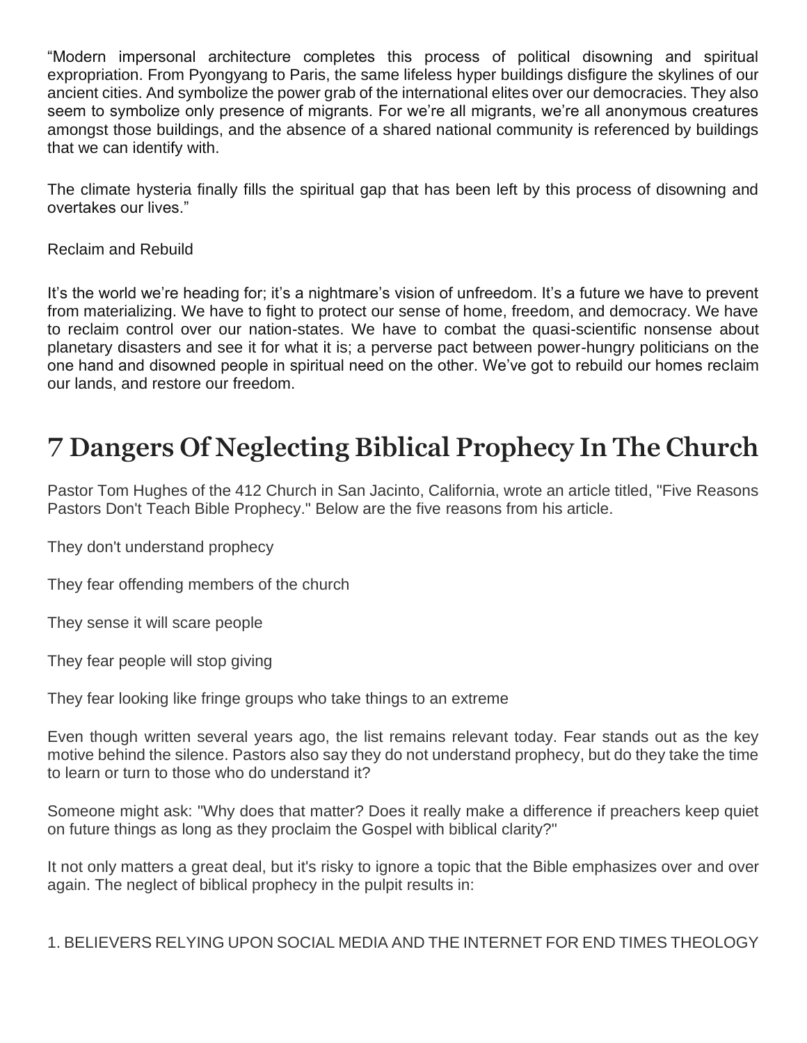“Modern impersonal architecture completes this process of political disowning and spiritual expropriation. From Pyongyang to Paris, the same lifeless hyper buildings disfigure the skylines of our ancient cities. And symbolize the power grab of the international elites over our democracies. They also seem to symbolize only presence of migrants. For we’re all migrants, we’re all anonymous creatures amongst those buildings, and the absence of a shared national community is referenced by buildings that we can identify with.

The climate hysteria finally fills the spiritual gap that has been left by this process of disowning and overtakes our lives.”

Reclaim and Rebuild

It’s the world we’re heading for; it’s a nightmare’s vision of unfreedom. It’s a future we have to prevent from materializing. We have to fight to protect our sense of home, freedom, and democracy. We have to reclaim control over our nation-states. We have to combat the quasi-scientific nonsense about planetary disasters and see it for what it is; a perverse pact between power-hungry politicians on the one hand and disowned people in spiritual need on the other. We’ve got to rebuild our homes reclaim our lands, and restore our freedom.

# 7 Dangers Of Neglecting Biblical Prophecy In The Church

Pastor Tom Hughes of the 412 Church in San Jacinto, California, wrote an article titled, "Five Reasons Pastors Don't Teach Bible Prophecy." Below are the five reasons from his article.

They don't understand prophecy

They fear offending members of the church

They sense it will scare people

They fear people will stop giving

They fear looking like fringe groups who take things to an extreme

Even though written several years ago, the list remains relevant today. Fear stands out as the key motive behind the silence. Pastors also say they do not understand prophecy, but do they take the time to learn or turn to those who do understand it?

Someone might ask: "Why does that matter? Does it really make a difference if preachers keep quiet on future things as long as they proclaim the Gospel with biblical clarity?"

It not only matters a great deal, but it's risky to ignore a topic that the Bible emphasizes over and over again. The neglect of biblical prophecy in the pulpit results in:

1. BELIEVERS RELYING UPON SOCIAL MEDIA AND THE INTERNET FOR END TIMES THEOLOGY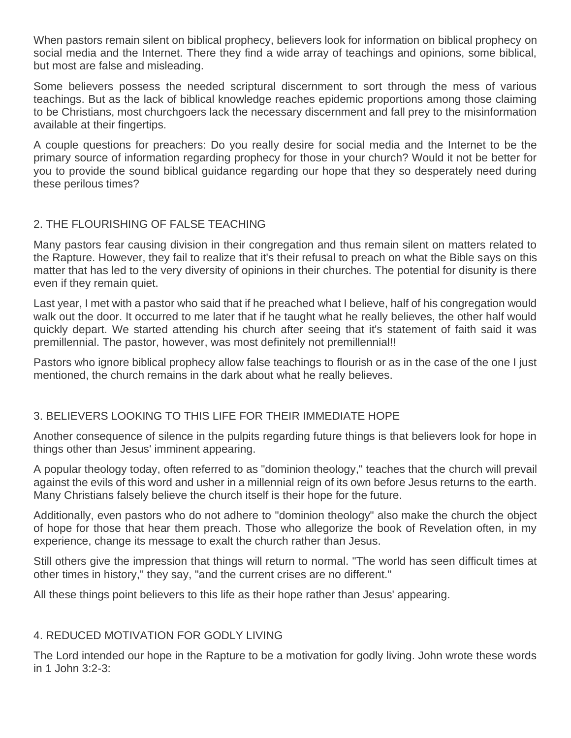When pastors remain silent on biblical prophecy, believers look for information on biblical prophecy on social media and the Internet. There they find a wide array of teachings and opinions, some biblical, but most are false and misleading.

Some believers possess the needed scriptural discernment to sort through the mess of various teachings. But as the lack of biblical knowledge reaches epidemic proportions among those claiming to be Christians, most churchgoers lack the necessary discernment and fall prey to the misinformation available at their fingertips.

A couple questions for preachers: Do you really desire for social media and the Internet to be the primary source of information regarding prophecy for those in your church? Would it not be better for you to provide the sound biblical guidance regarding our hope that they so desperately need during these perilous times?

## 2. THE FLOURISHING OF FALSE TEACHING

Many pastors fear causing division in their congregation and thus remain silent on matters related to the Rapture. However, they fail to realize that it's their refusal to preach on what the Bible says on this matter that has led to the very diversity of opinions in their churches. The potential for disunity is there even if they remain quiet.

Last year, I met with a pastor who said that if he preached what I believe, half of his congregation would walk out the door. It occurred to me later that if he taught what he really believes, the other half would quickly depart. We started attending his church after seeing that it's statement of faith said it was premillennial. The pastor, however, was most definitely not premillennial!!

Pastors who ignore biblical prophecy allow false teachings to flourish or as in the case of the one I just mentioned, the church remains in the dark about what he really believes.

## 3. BELIEVERS LOOKING TO THIS LIFE FOR THEIR IMMEDIATE HOPE

Another consequence of silence in the pulpits regarding future things is that believers look for hope in things other than Jesus' imminent appearing.

A popular theology today, often referred to as "dominion theology," teaches that the church will prevail against the evils of this word and usher in a millennial reign of its own before Jesus returns to the earth. Many Christians falsely believe the church itself is their hope for the future.

Additionally, even pastors who do not adhere to "dominion theology" also make the church the object of hope for those that hear them preach. Those who allegorize the book of Revelation often, in my experience, change its message to exalt the church rather than Jesus.

Still others give the impression that things will return to normal. "The world has seen difficult times at other times in history," they say, "and the current crises are no different."

All these things point believers to this life as their hope rather than Jesus' appearing.

## 4. REDUCED MOTIVATION FOR GODLY LIVING

The Lord intended our hope in the Rapture to be a motivation for godly living. John wrote these words in 1 John 3:2-3: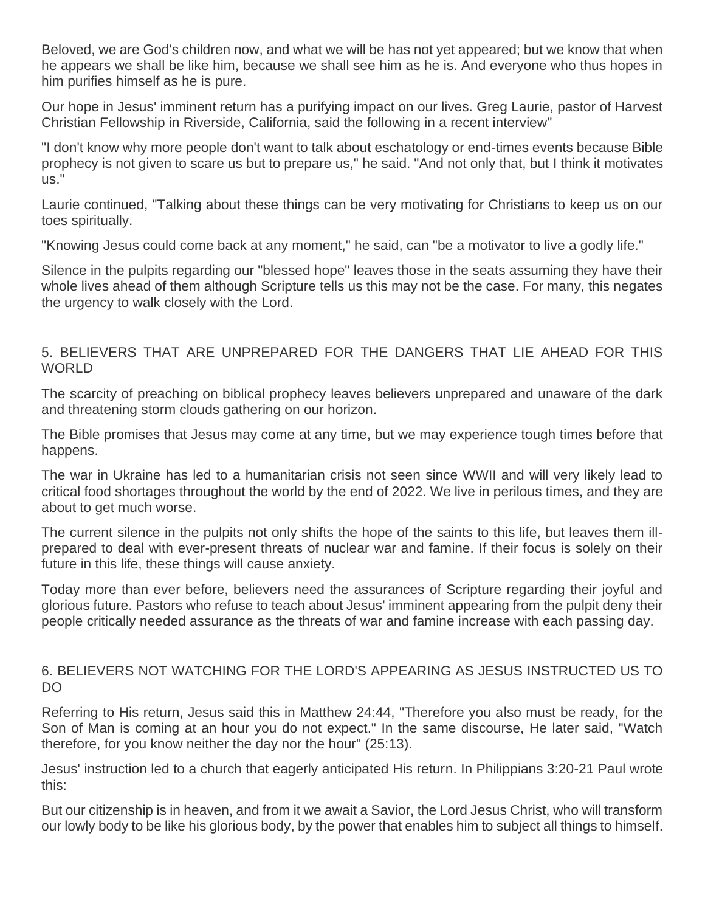Beloved, we are God's children now, and what we will be has not yet appeared; but we know that when he appears we shall be like him, because we shall see him as he is. And everyone who thus hopes in him purifies himself as he is pure.

Our hope in Jesus' imminent return has a purifying impact on our lives. Greg Laurie, pastor of Harvest Christian Fellowship in Riverside, California, said the following in a recent interview"

"I don't know why more people don't want to talk about eschatology or end-times events because Bible prophecy is not given to scare us but to prepare us," he said. "And not only that, but I think it motivates us."

Laurie continued, "Talking about these things can be very motivating for Christians to keep us on our toes spiritually.

"Knowing Jesus could come back at any moment," he said, can "be a motivator to live a godly life."

Silence in the pulpits regarding our "blessed hope" leaves those in the seats assuming they have their whole lives ahead of them although Scripture tells us this may not be the case. For many, this negates the urgency to walk closely with the Lord.

## 5. BELIEVERS THAT ARE UNPREPARED FOR THE DANGERS THAT LIE AHEAD FOR THIS WORLD

The scarcity of preaching on biblical prophecy leaves believers unprepared and unaware of the dark and threatening storm clouds gathering on our horizon.

The Bible promises that Jesus may come at any time, but we may experience tough times before that happens.

The war in Ukraine has led to a humanitarian crisis not seen since WWII and will very likely lead to critical food shortages throughout the world by the end of 2022. We live in perilous times, and they are about to get much worse.

The current silence in the pulpits not only shifts the hope of the saints to this life, but leaves them ill-prepared to deal with ever-present threats of nuclear war and famine. If their focus is solely on their future in this life, these things will cause anxiety.

Today more than ever before, believers need the assurances of Scripture regarding their joyful and glorious future. Pastors who refuse to teach about Jesus' imminent appearing from the pulpit deny their people critically needed assurance as the threats of war and famine increase with each passing day.

## 6. BELIEVERS NOT WATCHING FOR THE LORD'S APPEARING AS JESUS INSTRUCTED US TO DO

Referring to His return, Jesus said this in Matthew 24:44, "Therefore you also must be ready, for the Son of Man is coming at an hour you do not expect." In the same discourse, He later said, "Watch therefore, for you know neither the day nor the hour" (25:13).

Jesus' instruction led to a church that eagerly anticipated His return. In Philippians 3:20-21 Paul wrote this:

But our citizenship is in heaven, and from it we await a Savior, the Lord Jesus Christ, who will transform our lowly body to be like his glorious body, by the power that enables him to subject all things to himself.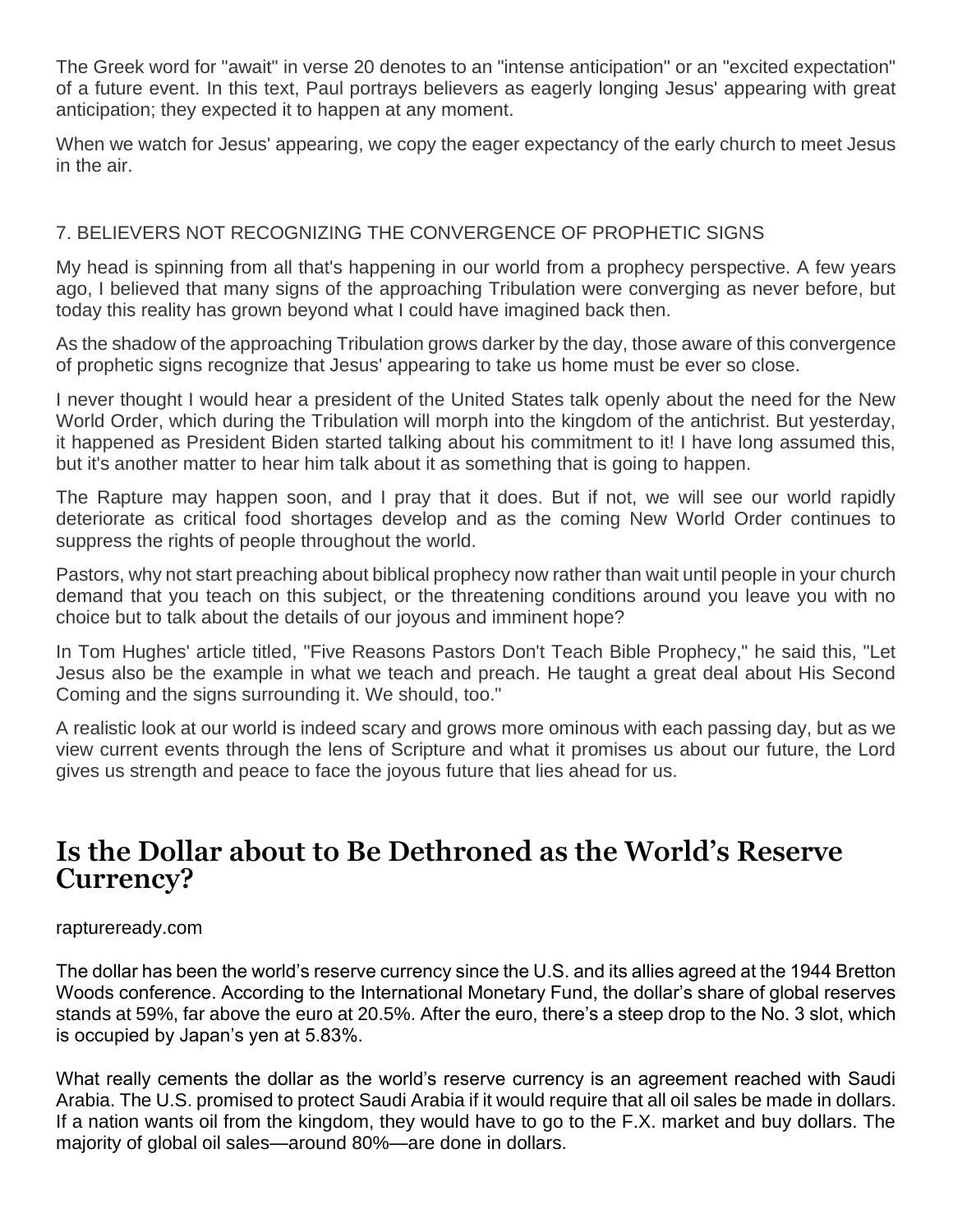The Greek word for "await" in verse 20 denotes to an "intense anticipation" or an "excited expectation" of a future event. In this text, Paul portrays believers as eagerly longing Jesus' appearing with great anticipation; they expected it to happen at any moment.

When we watch for Jesus' appearing, we copy the eager expectancy of the early church to meet Jesus in the air.

7. BELIEVERS NOT RECOGNIZING THE CONVERGENCE OF PROPHETIC SIGNS

My head is spinning from all that's happening in our world from a prophecy perspective. A few years ago, I believed that many signs of the approaching Tribulation were converging as never before, but today this reality has grown beyond what I could have imagined back then.

As the shadow of the approaching Tribulation grows darker by the day, those aware of this convergence of prophetic signs recognize that Jesus' appearing to take us home must be ever so close.

I never thought I would hear a president of the United States talk openly about the need for the New World Order, which during the Tribulation will morph into the kingdom of the antichrist. But yesterday, it happened as President Biden started talking about his commitment to it! I have long assumed this, but it's another matter to hear him talk about it as something that is going to happen.

The Rapture may happen soon, and I pray that it does. But if not, we will see our world rapidly deteriorate as critical food shortages develop and as the coming New World Order continues to suppress the rights of people throughout the world.

Pastors, why not start preaching about biblical prophecy now rather than wait until people in your church demand that you teach on this subject, or the threatening conditions around you leave you with no choice but to talk about the details of our joyous and imminent hope?

In Tom Hughes' article titled, "Five Reasons Pastors Don't Teach Bible Prophecy," he said this, "Let Jesus also be the example in what we teach and preach. He taught a great deal about His Second Coming and the signs surrounding it. We should, too."

A realistic look at our world is indeed scary and grows more ominous with each passing day, but as we view current events through the lens of Scripture and what it promises us about our future, the Lord gives us strength and peace to face the joyous future that lies ahead for us.

## Is the Dollar about to Be Dethroned as the World's Reserve Currency?

raptureready.com

The dollar has been the world's reserve currency since the U.S. and its allies agreed at the 1944 Bretton Woods conference. According to the International Monetary Fund, the dollar's share of global reserves stands at 59%, far above the euro at 20.5%. After the euro, there's a steep drop to the No. 3 slot, which is occupied by Japan's yen at 5.83%.

What really cements the dollar as the world's reserve currency is an agreement reached with Saudi Arabia. The U.S. promised to protect Saudi Arabia if it would require that all oil sales be made in dollars. If a nation wants oil from the kingdom, they would have to go to the F.X. market and buy dollars. The majority of global oil sales—around 80%—are done in dollars.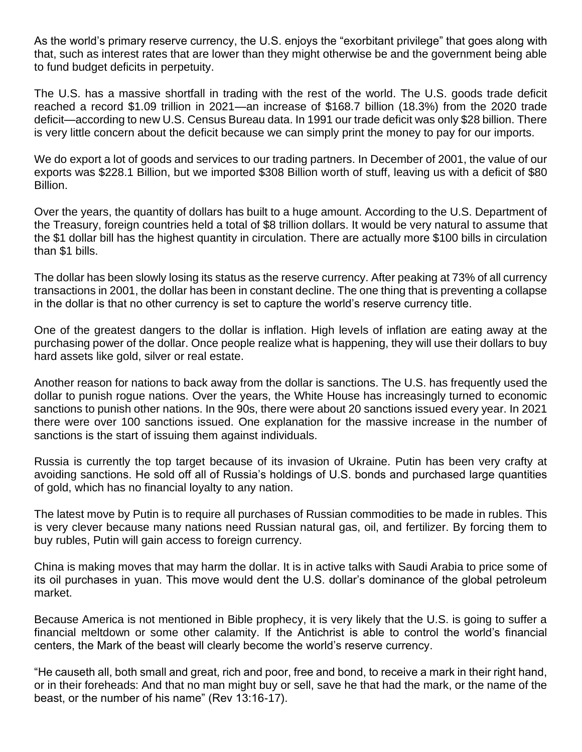As the world's primary reserve currency, the U.S. enjoys the "exorbitant privilege" that goes along with that, such as interest rates that are lower than they might otherwise be and the government being able to fund budget deficits in perpetuity.

The U.S. has a massive shortfall in trading with the rest of the world. The U.S. goods trade deficit reached a record $1.09 trillion in 2021—an increase of $168.7 billion (18.3%) from the 2020 trade deficit—according to new U.S. Census Bureau data. In 1991 our trade deficit was only $28 billion. There is very little concern about the deficit because we can simply print the money to pay for our imports.

We do export a lot of goods and services to our trading partners. In December of 2001, the value of our exports was $228.1 Billion, but we imported $308 Billion worth of stuff, leaving us with a deficit of $80 Billion.

Over the years, the quantity of dollars has built to a huge amount. According to the U.S. Department of the Treasury, foreign countries held a total of $8 trillion dollars. It would be very natural to assume that the $1 dollar bill has the highest quantity in circulation. There are actually more $100 bills in circulation than $1 bills.

The dollar has been slowly losing its status as the reserve currency. After peaking at 73% of all currency transactions in 2001, the dollar has been in constant decline. The one thing that is preventing a collapse in the dollar is that no other currency is set to capture the world's reserve currency title.

One of the greatest dangers to the dollar is inflation. High levels of inflation are eating away at the purchasing power of the dollar. Once people realize what is happening, they will use their dollars to buy hard assets like gold, silver or real estate.

Another reason for nations to back away from the dollar is sanctions. The U.S. has frequently used the dollar to punish rogue nations. Over the years, the White House has increasingly turned to economic sanctions to punish other nations. In the 90s, there were about 20 sanctions issued every year. In 2021 there were over 100 sanctions issued. One explanation for the massive increase in the number of sanctions is the start of issuing them against individuals.

Russia is currently the top target because of its invasion of Ukraine. Putin has been very crafty at avoiding sanctions. He sold off all of Russia's holdings of U.S. bonds and purchased large quantities of gold, which has no financial loyalty to any nation.

The latest move by Putin is to require all purchases of Russian commodities to be made in rubles. This is very clever because many nations need Russian natural gas, oil, and fertilizer. By forcing them to buy rubles, Putin will gain access to foreign currency.

China is making moves that may harm the dollar. It is in active talks with Saudi Arabia to price some of its oil purchases in yuan. This move would dent the U.S. dollar's dominance of the global petroleum market.

Because America is not mentioned in Bible prophecy, it is very likely that the U.S. is going to suffer a financial meltdown or some other calamity. If the Antichrist is able to control the world's financial centers, the Mark of the beast will clearly become the world's reserve currency.

"He causeth all, both small and great, rich and poor, free and bond, to receive a mark in their right hand, or in their foreheads: And that no man might buy or sell, save he that had the mark, or the name of the beast, or the number of his name" (Rev 13:16-17).